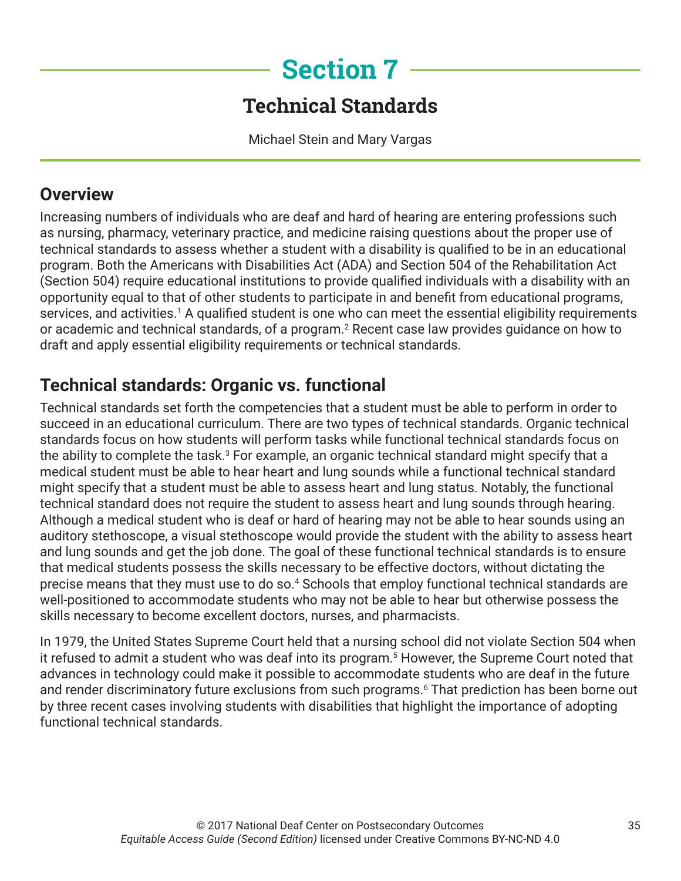# Section 7

## Technical Standards

Michael Stein and Mary Vargas

## Overview

Increasing numbers of individuals who are deaf and hard of hearing are entering professions such as nursing, pharmacy, veterinary practice, and medicine raising questions about the proper use of technical standards to assess whether a student with a disability is qualified to be in an educational program. Both the Americans with Disabilities Act (ADA) and Section 504 of the Rehabilitation Act (Section 504) require educational institutions to provide qualified individuals with a disability with an opportunity equal to that of other students to participate in and benefit from educational programs, services, and activities.[1] A qualified student is one who can meet the essential eligibility requirements or academic and technical standards, of a program.[2] Recent case law provides guidance on how to draft and apply essential eligibility requirements or technical standards.

## Technical standards: Organic vs. functional

Technical standards set forth the competencies that a student must be able to perform in order to succeed in an educational curriculum. There are two types of technical standards. Organic technical standards focus on how students will perform tasks while functional technical standards focus on the ability to complete the task.[3] For example, an organic technical standard might specify that a medical student must be able to hear heart and lung sounds while a functional technical standard might specify that a student must be able to assess heart and lung status. Notably, the functional technical standard does not require the student to assess heart and lung sounds through hearing. Although a medical student who is deaf or hard of hearing may not be able to hear sounds using an auditory stethoscope, a visual stethoscope would provide the student with the ability to assess heart and lung sounds and get the job done. The goal of these functional technical standards is to ensure that medical students possess the skills necessary to be effective doctors, without dictating the precise means that they must use to do so.[4] Schools that employ functional technical standards are well-positioned to accommodate students who may not be able to hear but otherwise possess the skills necessary to become excellent doctors, nurses, and pharmacists.

In 1979, the United States Supreme Court held that a nursing school did not violate Section 504 when it refused to admit a student who was deaf into its program.[5] However, the Supreme Court noted that advances in technology could make it possible to accommodate students who are deaf in the future and render discriminatory future exclusions from such programs.[6] That prediction has been borne out by three recent cases involving students with disabilities that highlight the importance of adopting functional technical standards.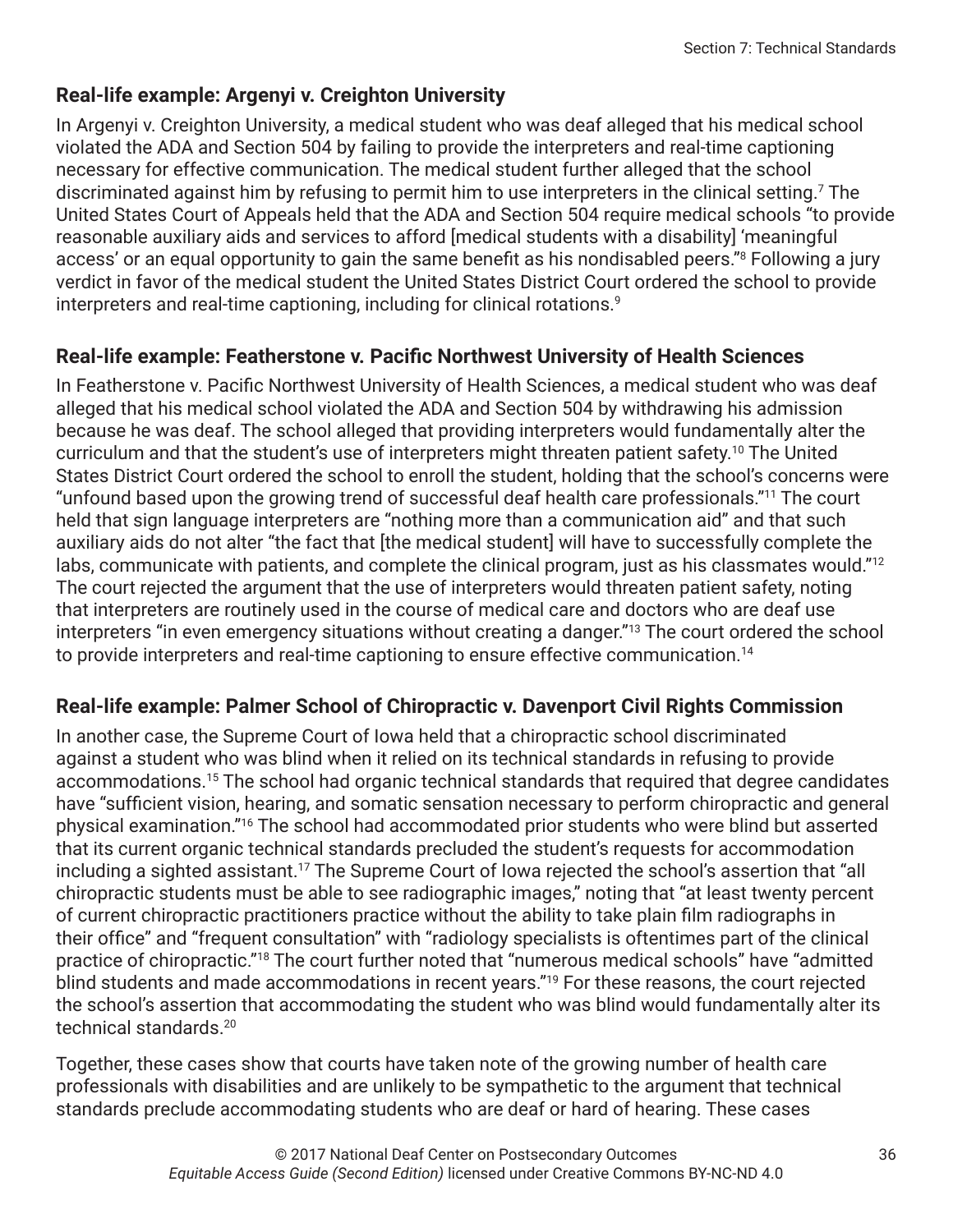### Real-life example: Argenyi v. Creighton University

In Argenyi v. Creighton University, a medical student who was deaf alleged that his medical school violated the ADA and Section 504 by failing to provide the interpreters and real-time captioning necessary for effective communication. The medical student further alleged that the school discriminated against him by refusing to permit him to use interpreters in the clinical setting.[7] The United States Court of Appeals held that the ADA and Section 504 require medical schools "to provide reasonable auxiliary aids and services to afford [medical students with a disability] 'meaningful access' or an equal opportunity to gain the same benefit as his nondisabled peers."[8] Following a jury verdict in favor of the medical student the United States District Court ordered the school to provide interpreters and real-time captioning, including for clinical rotations.[9]

### Real-life example: Featherstone v. Pacific Northwest University of Health Sciences

In Featherstone v. Pacific Northwest University of Health Sciences, a medical student who was deaf alleged that his medical school violated the ADA and Section 504 by withdrawing his admission because he was deaf. The school alleged that providing interpreters would fundamentally alter the curriculum and that the student's use of interpreters might threaten patient safety.[10] The United States District Court ordered the school to enroll the student, holding that the school's concerns were "unfound based upon the growing trend of successful deaf health care professionals."[11] The court held that sign language interpreters are "nothing more than a communication aid" and that such auxiliary aids do not alter "the fact that [the medical student] will have to successfully complete the labs, communicate with patients, and complete the clinical program, just as his classmates would."[12] The court rejected the argument that the use of interpreters would threaten patient safety, noting that interpreters are routinely used in the course of medical care and doctors who are deaf use interpreters "in even emergency situations without creating a danger."[13] The court ordered the school to provide interpreters and real-time captioning to ensure effective communication.[14]

### Real-life example: Palmer School of Chiropractic v. Davenport Civil Rights Commission

In another case, the Supreme Court of Iowa held that a chiropractic school discriminated against a student who was blind when it relied on its technical standards in refusing to provide accommodations.[15] The school had organic technical standards that required that degree candidates have "sufficient vision, hearing, and somatic sensation necessary to perform chiropractic and general physical examination."[16] The school had accommodated prior students who were blind but asserted that its current organic technical standards precluded the student's requests for accommodation including a sighted assistant.[17] The Supreme Court of Iowa rejected the school's assertion that "all chiropractic students must be able to see radiographic images," noting that "at least twenty percent of current chiropractic practitioners practice without the ability to take plain film radiographs in their office" and "frequent consultation" with "radiology specialists is oftentimes part of the clinical practice of chiropractic."[18] The court further noted that "numerous medical schools" have "admitted blind students and made accommodations in recent years."[19] For these reasons, the court rejected the school's assertion that accommodating the student who was blind would fundamentally alter its technical standards.[20]

Together, these cases show that courts have taken note of the growing number of health care professionals with disabilities and are unlikely to be sympathetic to the argument that technical standards preclude accommodating students who are deaf or hard of hearing. These cases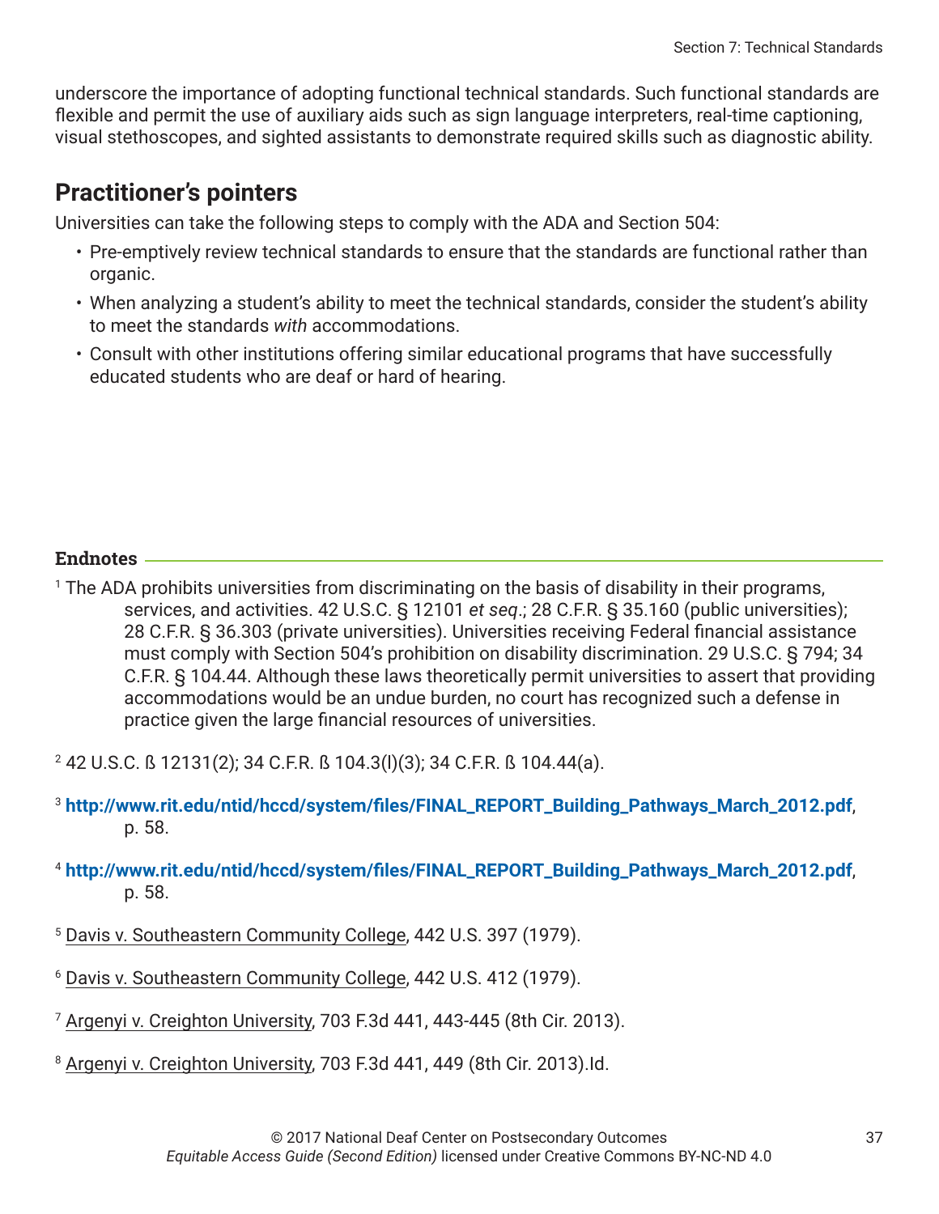underscore the importance of adopting functional technical standards. Such functional standards are flexible and permit the use of auxiliary aids such as sign language interpreters, real-time captioning, visual stethoscopes, and sighted assistants to demonstrate required skills such as diagnostic ability.

## Practitioner's pointers

Universities can take the following steps to comply with the ADA and Section 504:

- Pre-emptively review technical standards to ensure that the standards are functional rather than organic.
- When analyzing a student's ability to meet the technical standards, consider the student's ability to meet the standards *with* accommodations.
- Consult with other institutions offering similar educational programs that have successfully educated students who are deaf or hard of hearing.

### Endnotes

[1] The ADA prohibits universities from discriminating on the basis of disability in their programs, services, and activities. 42 U.S.C. § 12101 *et seq*.; 28 C.F.R. § 35.160 (public universities); 28 C.F.R. § 36.303 (private universities). Universities receiving Federal financial assistance must comply with Section 504's prohibition on disability discrimination. 29 U.S.C. § 794; 34 C.F.R. § 104.44. Although these laws theoretically permit universities to assert that providing accommodations would be an undue burden, no court has recognized such a defense in practice given the large financial resources of universities.

[2] 42 U.S.C. ß 12131(2); 34 C.F.R. ß 104.3(l)(3); 34 C.F.R. ß 104.44(a).

[3] **http://www.rit.edu/ntid/hccd/system/files/FINAL_REPORT_Building_Pathways_March_2012.pdf**, p. 58.

[4] **http://www.rit.edu/ntid/hccd/system/files/FINAL_REPORT_Building_Pathways_March_2012.pdf**, p. 58.

[5] Davis v. Southeastern Community College, 442 U.S. 397 (1979).

[6] Davis v. Southeastern Community College, 442 U.S. 412 (1979).

[7] Argenyi v. Creighton University, 703 F.3d 441, 443-445 (8th Cir. 2013).

[8] Argenyi v. Creighton University, 703 F.3d 441, 449 (8th Cir. 2013).Id.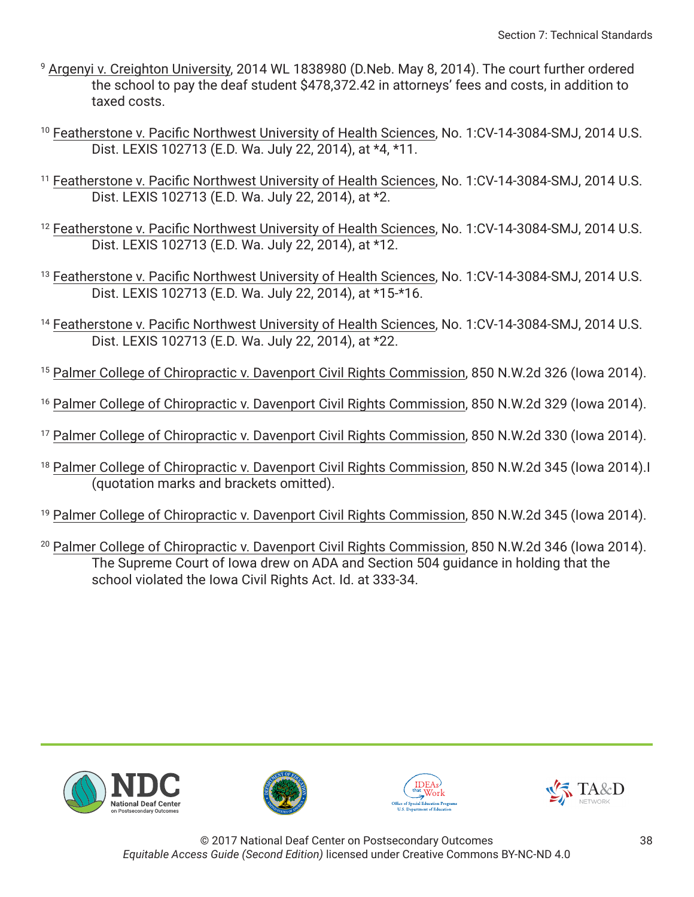[9] Argenyi v. Creighton University, 2014 WL 1838980 (D.Neb. May 8, 2014). The court further ordered the school to pay the deaf student $478,372.42 in attorneys' fees and costs, in addition to taxed costs.

[10] Featherstone v. Pacific Northwest University of Health Sciences, No. 1:CV-14-3084-SMJ, 2014 U.S. Dist. LEXIS 102713 (E.D. Wa. July 22, 2014), at *4, *11.

[11] Featherstone v. Pacific Northwest University of Health Sciences, No. 1:CV-14-3084-SMJ, 2014 U.S. Dist. LEXIS 102713 (E.D. Wa. July 22, 2014), at *2.

[12] Featherstone v. Pacific Northwest University of Health Sciences, No. 1:CV-14-3084-SMJ, 2014 U.S. Dist. LEXIS 102713 (E.D. Wa. July 22, 2014), at *12.

[13] Featherstone v. Pacific Northwest University of Health Sciences, No. 1:CV-14-3084-SMJ, 2014 U.S. Dist. LEXIS 102713 (E.D. Wa. July 22, 2014), at *15-*16.

[14] Featherstone v. Pacific Northwest University of Health Sciences, No. 1:CV-14-3084-SMJ, 2014 U.S. Dist. LEXIS 102713 (E.D. Wa. July 22, 2014), at *22.

[15] Palmer College of Chiropractic v. Davenport Civil Rights Commission, 850 N.W.2d 326 (Iowa 2014).

[16] Palmer College of Chiropractic v. Davenport Civil Rights Commission, 850 N.W.2d 329 (Iowa 2014).

[17] Palmer College of Chiropractic v. Davenport Civil Rights Commission, 850 N.W.2d 330 (Iowa 2014).

[18] Palmer College of Chiropractic v. Davenport Civil Rights Commission, 850 N.W.2d 345 (Iowa 2014).I (quotation marks and brackets omitted).

[19] Palmer College of Chiropractic v. Davenport Civil Rights Commission, 850 N.W.2d 345 (Iowa 2014).

[20] Palmer College of Chiropractic v. Davenport Civil Rights Commission, 850 N.W.2d 346 (Iowa 2014). The Supreme Court of Iowa drew on ADA and Section 504 guidance in holding that the school violated the Iowa Civil Rights Act. Id. at 333-34.